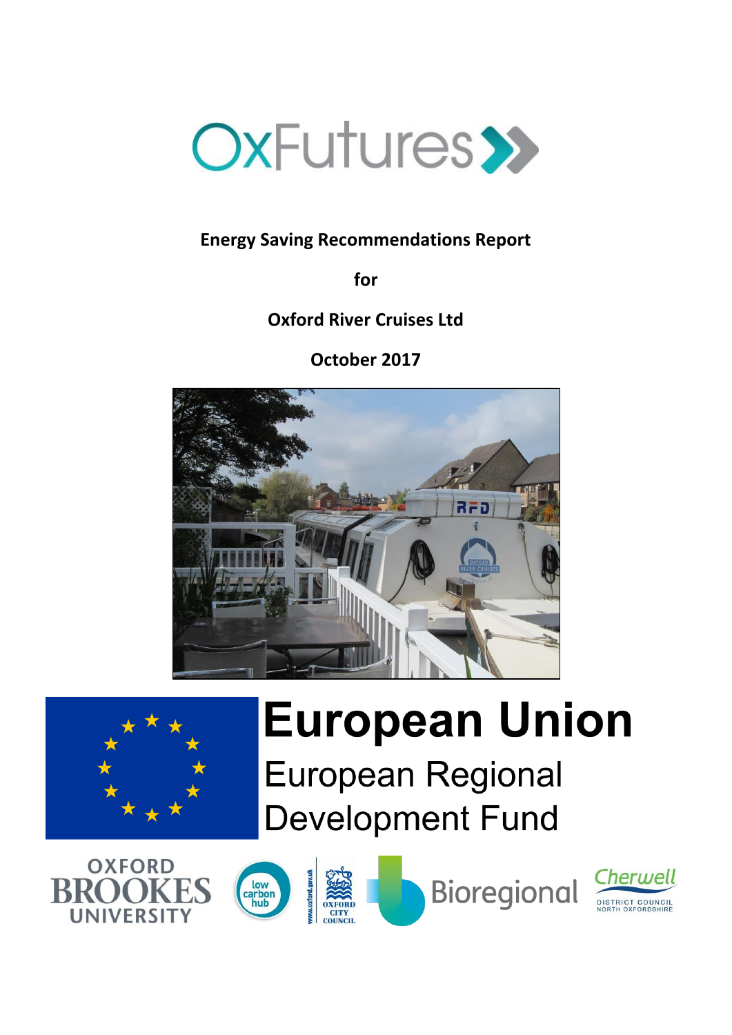OxFutures

**Energy Saving Recommendations Report**

**for**

**Oxford River Cruises Ltd**

**October 2017**

European Union

European Regional Development Fund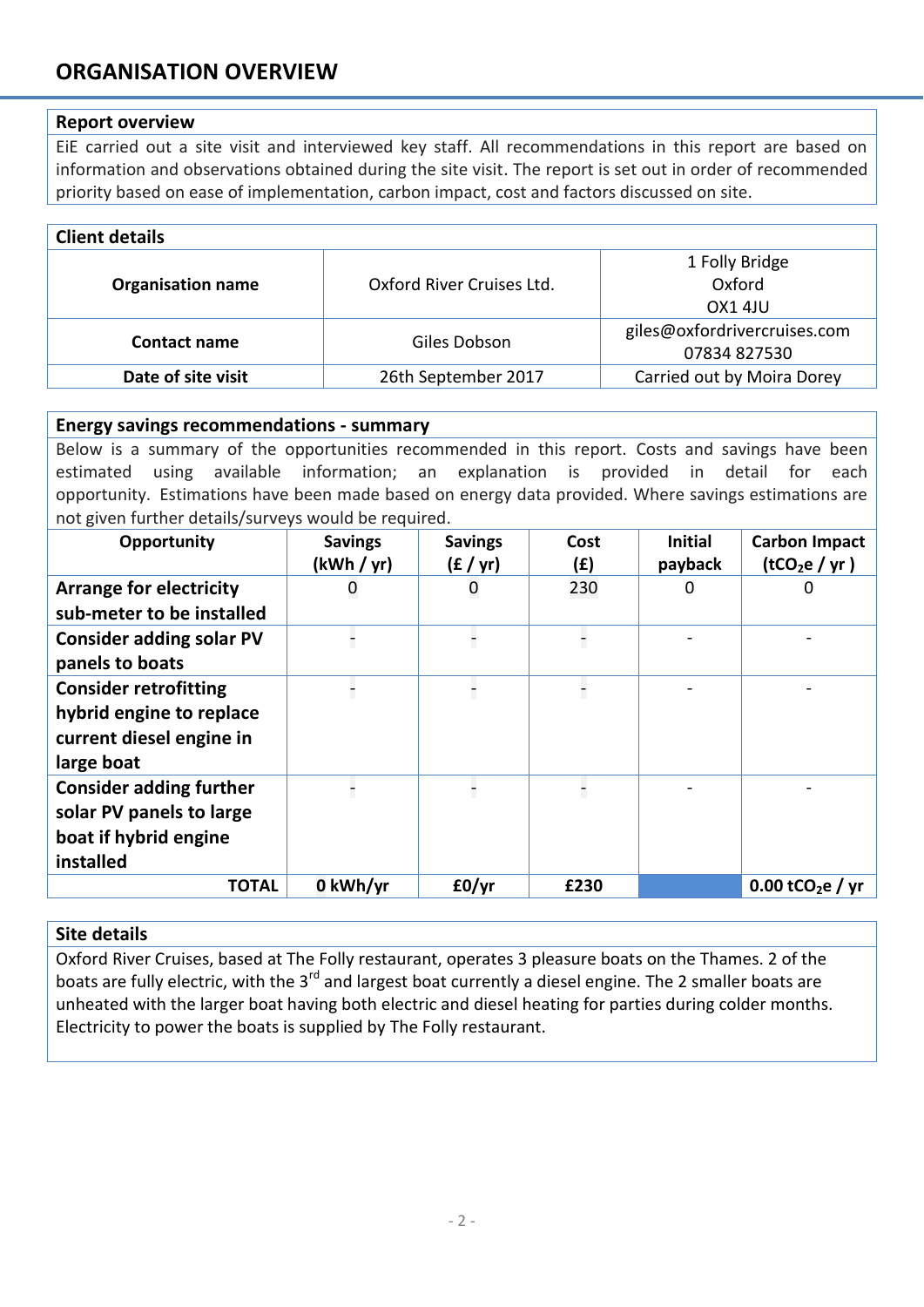## ORGANISATION OVERVIEW

**Report overview**

EiE carried out a site visit and interviewed key staff. All recommendations in this report are based on information and observations obtained during the site visit. The report is set out in order of recommended priority based on ease of implementation, carbon impact, cost and factors discussed on site.

**Client details**

| | | |
|---|---|---|
| **Organisation name** | Oxford River Cruises Ltd. | 1 Folly Bridge<br>Oxford<br>OX1 4JU |
| **Contact name** | Giles Dobson | giles@oxfordrivercruises.com<br>07834 827530 |
| **Date of site visit** | 26th September 2017 | Carried out by Moira Dorey |

**Energy savings recommendations - summary**

Below is a summary of the opportunities recommended in this report. Costs and savings have been estimated using available information; an explanation is provided in detail for each opportunity. Estimations have been made based on energy data provided. Where savings estimations are not given further details/surveys would be required.

| Opportunity | Savings (kWh / yr) | Savings (£ / yr) | Cost (£) | Initial payback | Carbon Impact ($tCO_2e$ / yr ) |
|---|---|---|---|---|---|
| **Arrange for electricity sub-meter to be installed** | 0 | 0 | 230 | 0 | 0 |
| **Consider adding solar PV panels to boats** | - | - | - | - | - |
| **Consider retrofitting hybrid engine to replace current diesel engine in large boat** | - | - | - | - | - |
| **Consider adding further solar PV panels to large boat if hybrid engine installed** | - | - | - | - | - |
| **TOTAL** | **0 kWh/yr** | **£0/yr** | **£230** | | **0.00 $tCO_2e$ / yr** |

**Site details**

Oxford River Cruises, based at The Folly restaurant, operates 3 pleasure boats on the Thames. 2 of the boats are fully electric, with the 3rd and largest boat currently a diesel engine. The 2 smaller boats are unheated with the larger boat having both electric and diesel heating for parties during colder months. Electricity to power the boats is supplied by The Folly restaurant.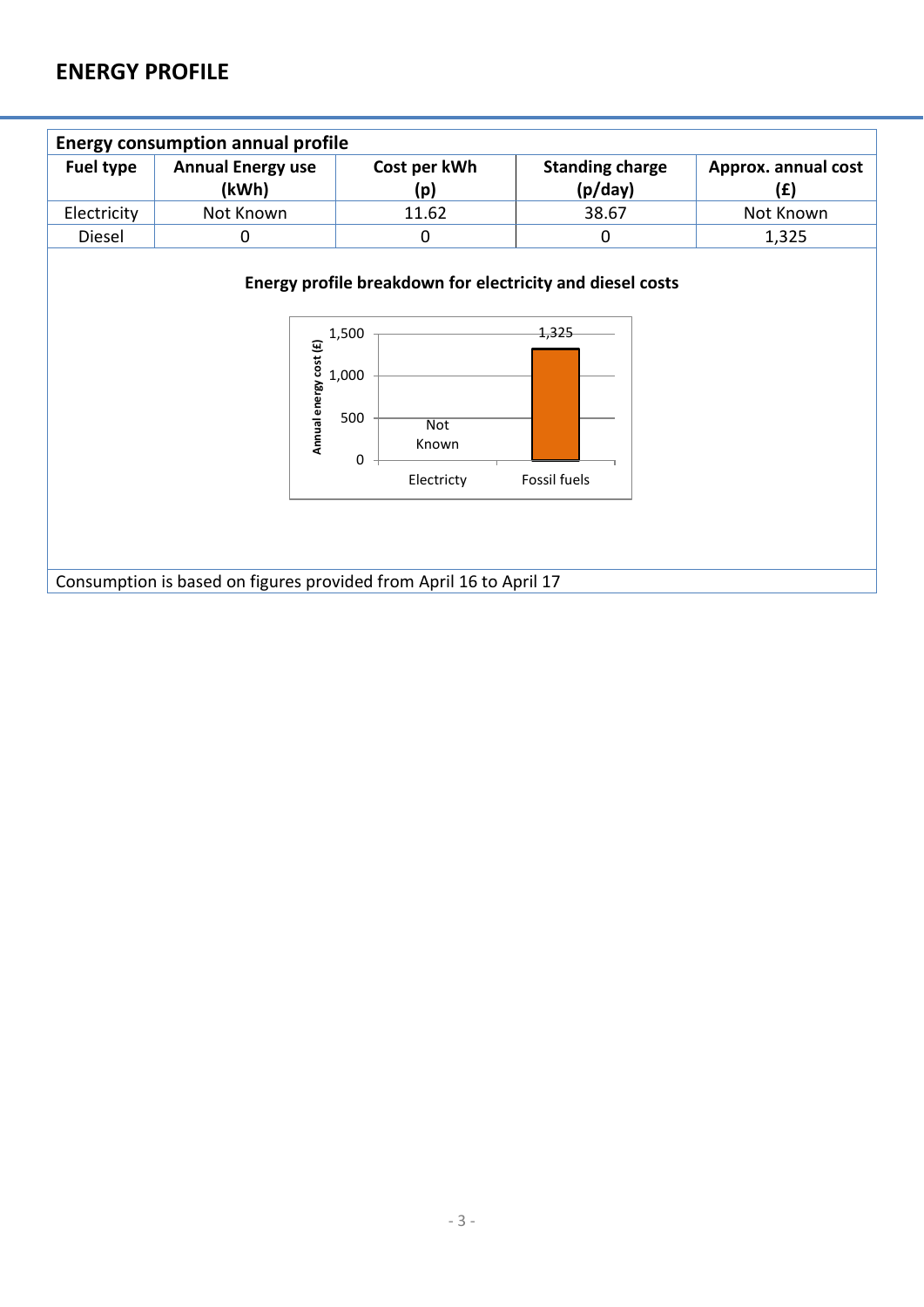## ENERGY PROFILE

| Energy consumption annual profile | | | | |
|---|---|---|---|---|
| **Fuel type** | **Annual Energy use (kWh)** | **Cost per kWh (p)** | **Standing charge (p/day)** | **Approx. annual cost (£)** |
| Electricity | Not Known | 11.62 | 38.67 | Not Known |
| Diesel | 0 | 0 | 0 | 1,325 |

**Energy profile breakdown for electricity and diesel costs**

| | Annual energy cost (£) |
|---|---|
| Electricty | Not Known |
| Fossil fuels | 1,325 |

Consumption is based on figures provided from April 16 to April 17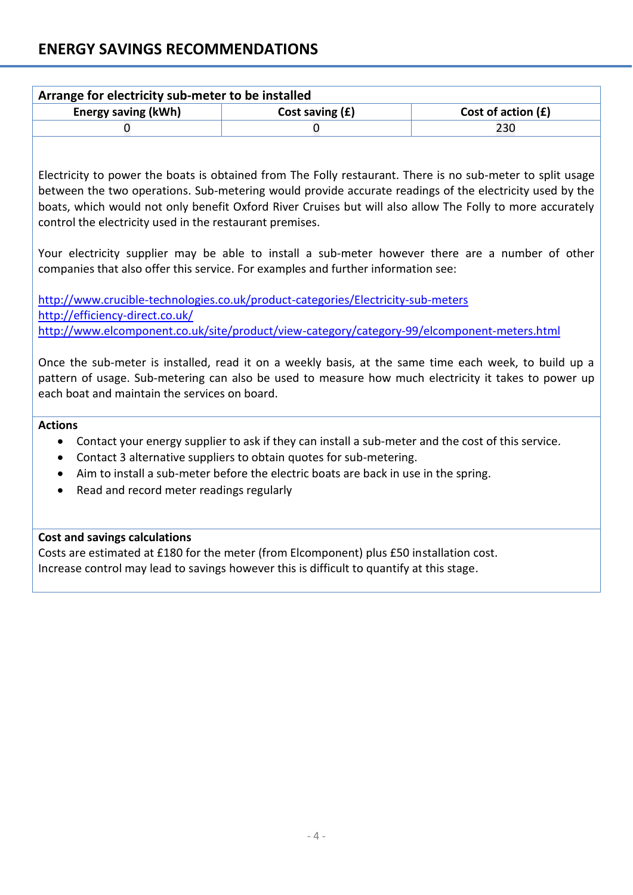## ENERGY SAVINGS RECOMMENDATIONS

| Arrange for electricity sub-meter to be installed | | |
|---|---|---|
| **Energy saving (kWh)** | **Cost saving (£)** | **Cost of action (£)** |
| 0 | 0 | 230 |

Electricity to power the boats is obtained from The Folly restaurant. There is no sub-meter to split usage between the two operations. Sub-metering would provide accurate readings of the electricity used by the boats, which would not only benefit Oxford River Cruises but will also allow The Folly to more accurately control the electricity used in the restaurant premises.

Your electricity supplier may be able to install a sub-meter however there are a number of other companies that also offer this service. For examples and further information see:

http://www.crucible-technologies.co.uk/product-categories/Electricity-sub-meters
http://efficiency-direct.co.uk/
http://www.elcomponent.co.uk/site/product/view-category/category-99/elcomponent-meters.html

Once the sub-meter is installed, read it on a weekly basis, at the same time each week, to build up a pattern of usage. Sub-metering can also be used to measure how much electricity it takes to power up each boat and maintain the services on board.

**Actions**

- Contact your energy supplier to ask if they can install a sub-meter and the cost of this service.
- Contact 3 alternative suppliers to obtain quotes for sub-metering.
- Aim to install a sub-meter before the electric boats are back in use in the spring.
- Read and record meter readings regularly

**Cost and savings calculations**

Costs are estimated at £180 for the meter (from Elcomponent) plus £50 installation cost.
Increase control may lead to savings however this is difficult to quantify at this stage.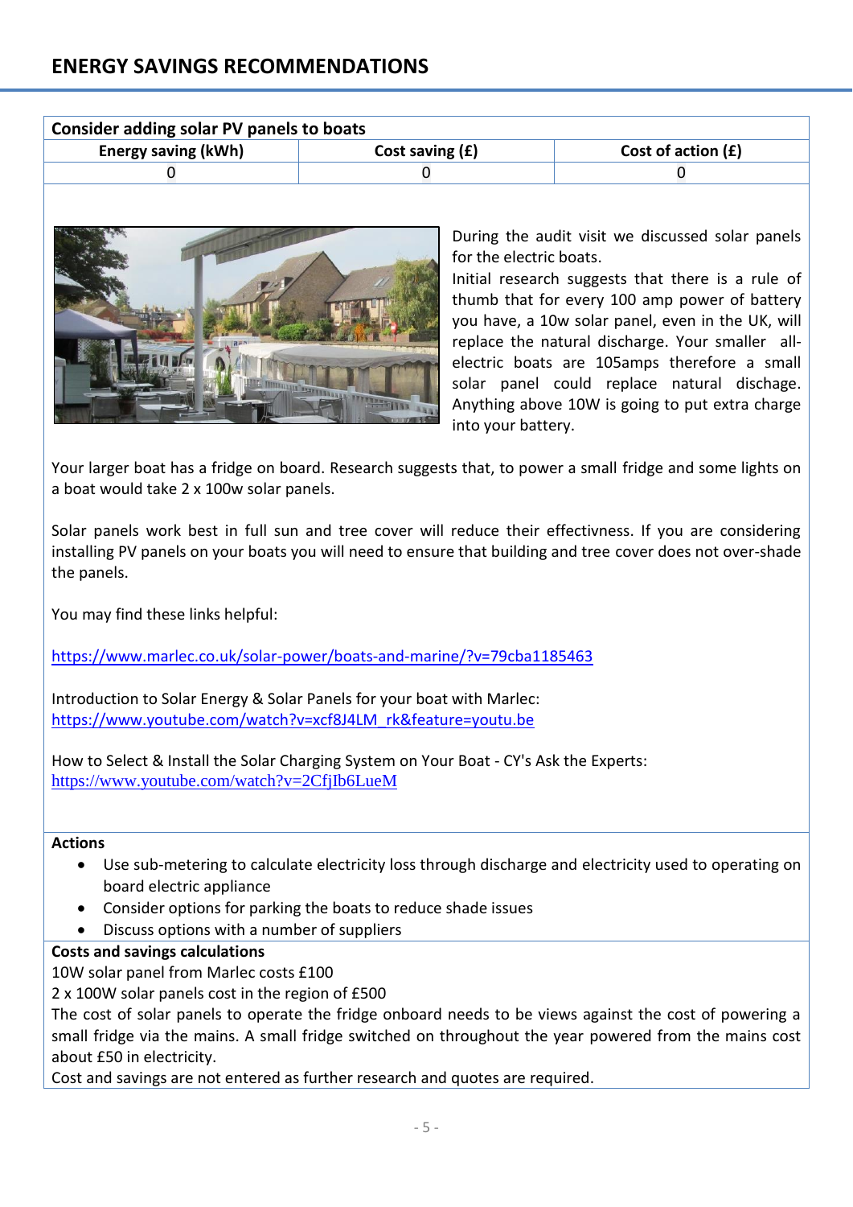## ENERGY SAVINGS RECOMMENDATIONS

| Consider adding solar PV panels to boats | | |
|---|---|---|
| **Energy saving (kWh)** | **Cost saving (£)** | **Cost of action (£)** |
| 0 | 0 | 0 |

During the audit visit we discussed solar panels for the electric boats.

Initial research suggests that there is a rule of thumb that for every 100 amp power of battery you have, a 10w solar panel, even in the UK, will replace the natural discharge. Your smaller all-electric boats are 105amps therefore a small solar panel could replace natural dischage. Anything above 10W is going to put extra charge into your battery.

Your larger boat has a fridge on board. Research suggests that, to power a small fridge and some lights on a boat would take 2 x 100w solar panels.

Solar panels work best in full sun and tree cover will reduce their effectivness. If you are considering installing PV panels on your boats you will need to ensure that building and tree cover does not over-shade the panels.

You may find these links helpful:

https://www.marlec.co.uk/solar-power/boats-and-marine/?v=79cba1185463

Introduction to Solar Energy & Solar Panels for your boat with Marlec:
https://www.youtube.com/watch?v=xcf8J4LM_rk&feature=youtu.be

How to Select & Install the Solar Charging System on Your Boat - CY's Ask the Experts:
https://www.youtube.com/watch?v=2CfjIb6LueM

**Actions**

- Use sub-metering to calculate electricity loss through discharge and electricity used to operating on board electric appliance
- Consider options for parking the boats to reduce shade issues
- Discuss options with a number of suppliers

**Costs and savings calculations**

10W solar panel from Marlec costs £100

2 x 100W solar panels cost in the region of £500

The cost of solar panels to operate the fridge onboard needs to be views against the cost of powering a small fridge via the mains. A small fridge switched on throughout the year powered from the mains cost about £50 in electricity.

Cost and savings are not entered as further research and quotes are required.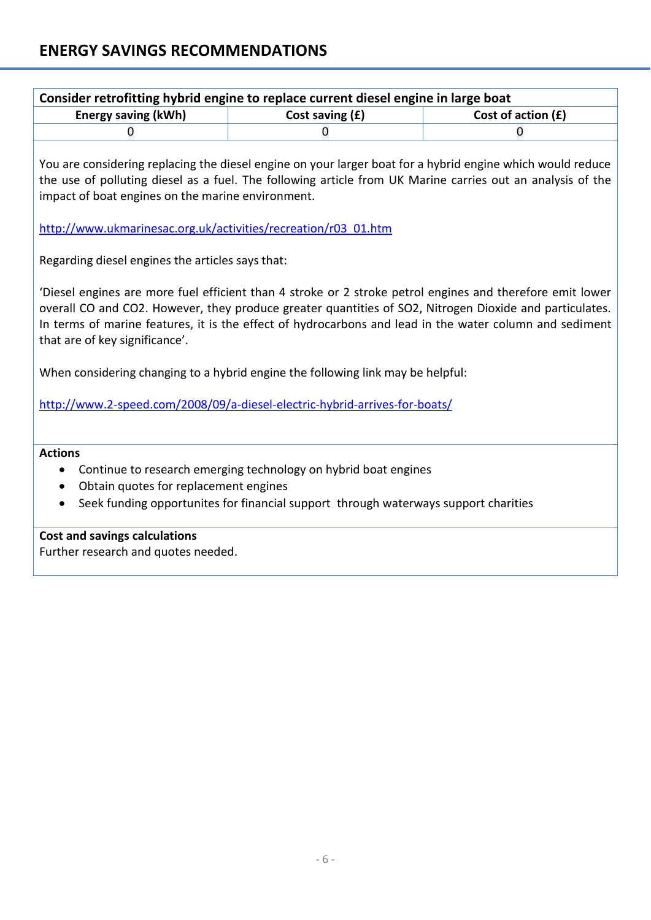## ENERGY SAVINGS RECOMMENDATIONS

| Consider retrofitting hybrid engine to replace current diesel engine in large boat | | |
|---|---|---|
| **Energy saving (kWh)** | **Cost saving (£)** | **Cost of action (£)** |
| 0 | 0 | 0 |

You are considering replacing the diesel engine on your larger boat for a hybrid engine which would reduce the use of polluting diesel as a fuel. The following article from UK Marine carries out an analysis of the impact of boat engines on the marine environment.

http://www.ukmarinesac.org.uk/activities/recreation/r03_01.htm

Regarding diesel engines the articles says that:

'Diesel engines are more fuel efficient than 4 stroke or 2 stroke petrol engines and therefore emit lower overall CO and $CO_2$. However, they produce greater quantities of $SO_2$, Nitrogen Dioxide and particulates. In terms of marine features, it is the effect of hydrocarbons and lead in the water column and sediment that are of key significance'.

When considering changing to a hybrid engine the following link may be helpful:

http://www.2-speed.com/2008/09/a-diesel-electric-hybrid-arrives-for-boats/

**Actions**

- Continue to research emerging technology on hybrid boat engines
- Obtain quotes for replacement engines
- Seek funding opportunites for financial support through waterways support charities

**Cost and savings calculations**

Further research and quotes needed.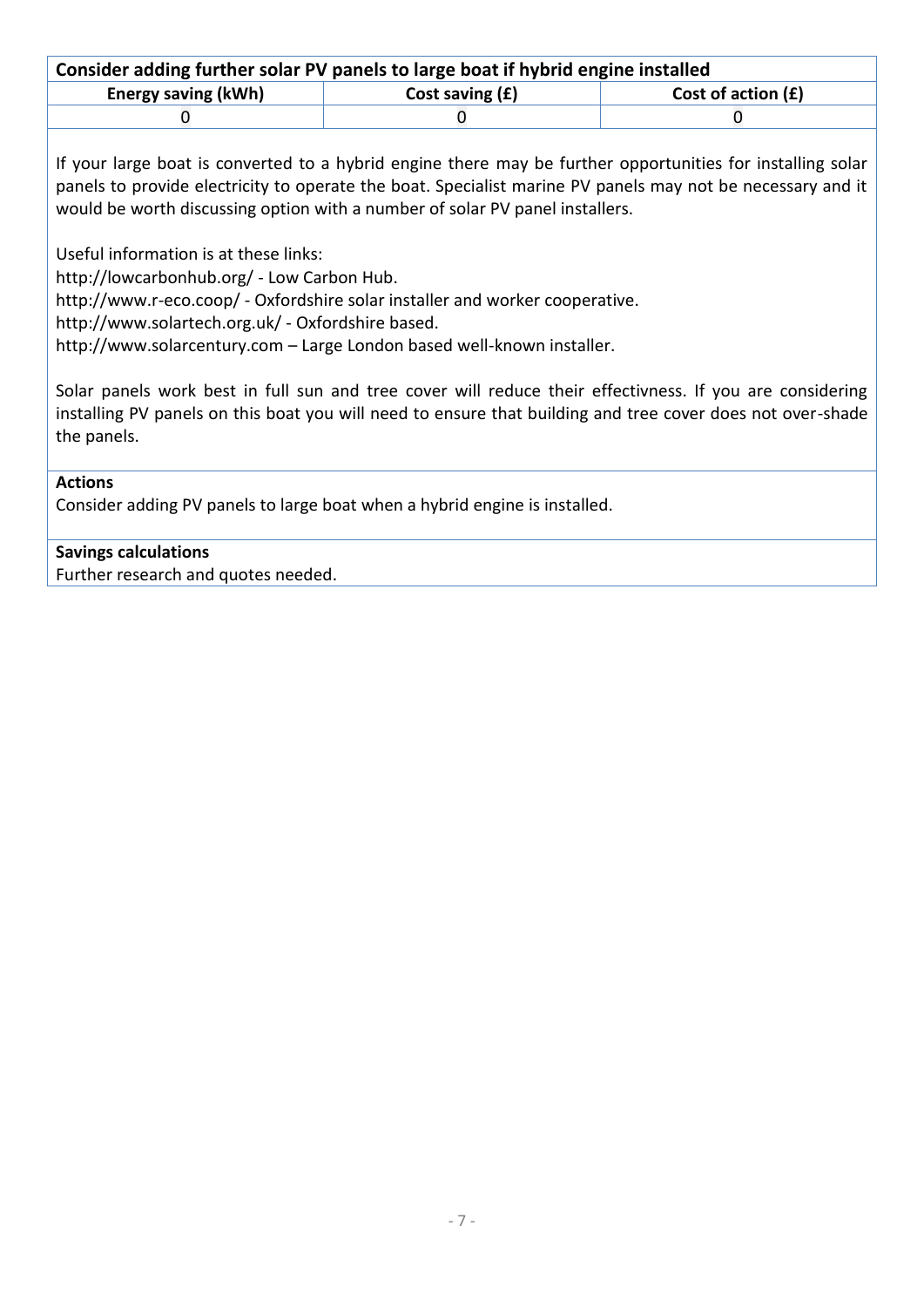## Consider adding further solar PV panels to large boat if hybrid engine installed

| Energy saving (kWh) | Cost saving (£) | Cost of action (£) |
| --- | --- | --- |
| 0 | 0 | 0 |

If your large boat is converted to a hybrid engine there may be further opportunities for installing solar panels to provide electricity to operate the boat. Specialist marine PV panels may not be necessary and it would be worth discussing option with a number of solar PV panel installers.

Useful information is at these links:
http://lowcarbonhub.org/ - Low Carbon Hub.
http://www.r-eco.coop/ - Oxfordshire solar installer and worker cooperative.
http://www.solartech.org.uk/ - Oxfordshire based.
http://www.solarcentury.com – Large London based well-known installer.

Solar panels work best in full sun and tree cover will reduce their effectivness. If you are considering installing PV panels on this boat you will need to ensure that building and tree cover does not over-shade the panels.

**Actions**

Consider adding PV panels to large boat when a hybrid engine is installed.

**Savings calculations**

Further research and quotes needed.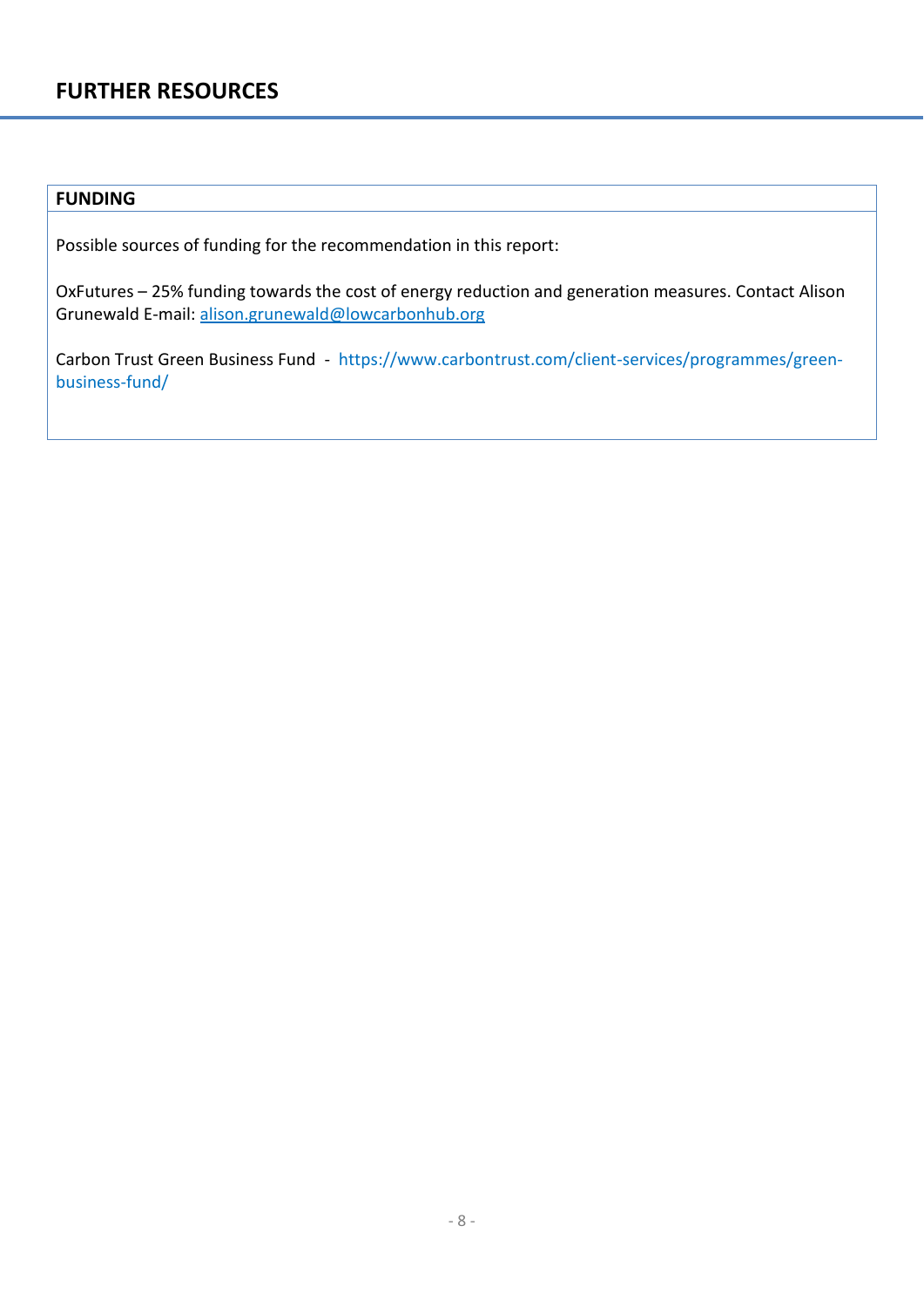## FURTHER RESOURCES

### FUNDING

Possible sources of funding for the recommendation in this report:

OxFutures – 25% funding towards the cost of energy reduction and generation measures. Contact Alison Grunewald E-mail: alison.grunewald@lowcarbonhub.org

Carbon Trust Green Business Fund - https://www.carbontrust.com/client-services/programmes/green-business-fund/